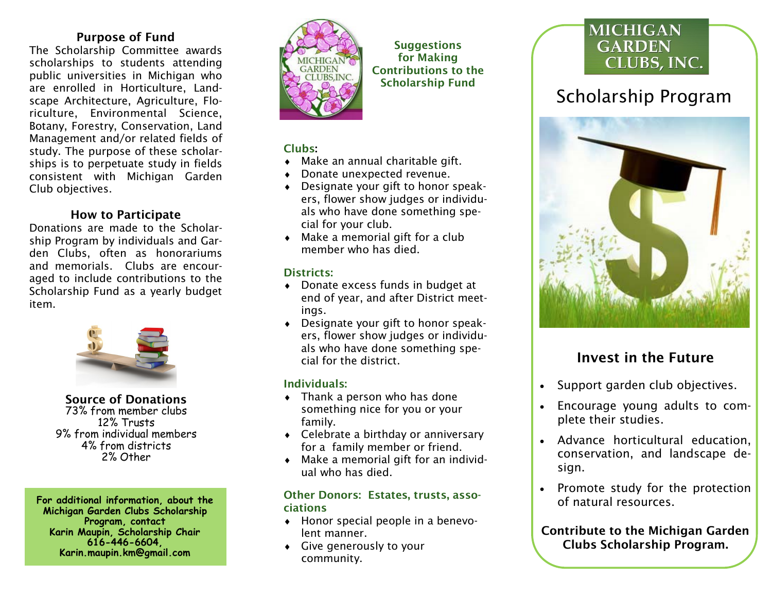## Purpose of Fund

The Scholarship Committee awards scholarships to students attending public universities in Michigan who are enrolled in Horticulture, Landscape Architecture, Agriculture, Floriculture, Environmental Science, Botany, Forestry, Conservation, Land Management and/or related fields of study. The purpose of these scholarships is to perpetuate study in fields consistent with Michigan Garden Club objectives.

## How to Participate

Donations are made to the Scholarship Program by individuals and Garden Clubs, often as honorariums and memorials. Clubs are encouraged to include contributions to the Scholarship Fund as a yearly budget item.

## Source of Donations

73% from member clubs
12% Trusts
9% from individual members
4% from districts
2% Other

**For additional information, about the Michigan Garden Clubs Scholarship Program, contact**
**Karin Maupin, Scholarship Chair**
**616-446-6604,**
**Karin.maupin.km@gmail.com**

## Suggestions for Making Contributions to the Scholarship Fund

### Clubs:

- Make an annual charitable gift.
- Donate unexpected revenue.
- Designate your gift to honor speakers, flower show judges or individuals who have done something special for your club.
- Make a memorial gift for a club member who has died.

### Districts:

- Donate excess funds in budget at end of year, and after District meetings.
- Designate your gift to honor speakers, flower show judges or individuals who have done something special for the district.

### Individuals:

- Thank a person who has done something nice for you or your family.
- Celebrate a birthday or anniversary for a family member or friend.
- Make a memorial gift for an individual who has died.

### Other Donors: Estates, trusts, associations

- Honor special people in a benevolent manner.
- Give generously to your community.

# MICHIGAN GARDEN CLUBS, INC.

# Scholarship Program

## Invest in the Future

- Support garden club objectives.
- Encourage young adults to complete their studies.
- Advance horticultural education, conservation, and landscape design.
- Promote study for the protection of natural resources.

**Contribute to the Michigan Garden Clubs Scholarship Program.**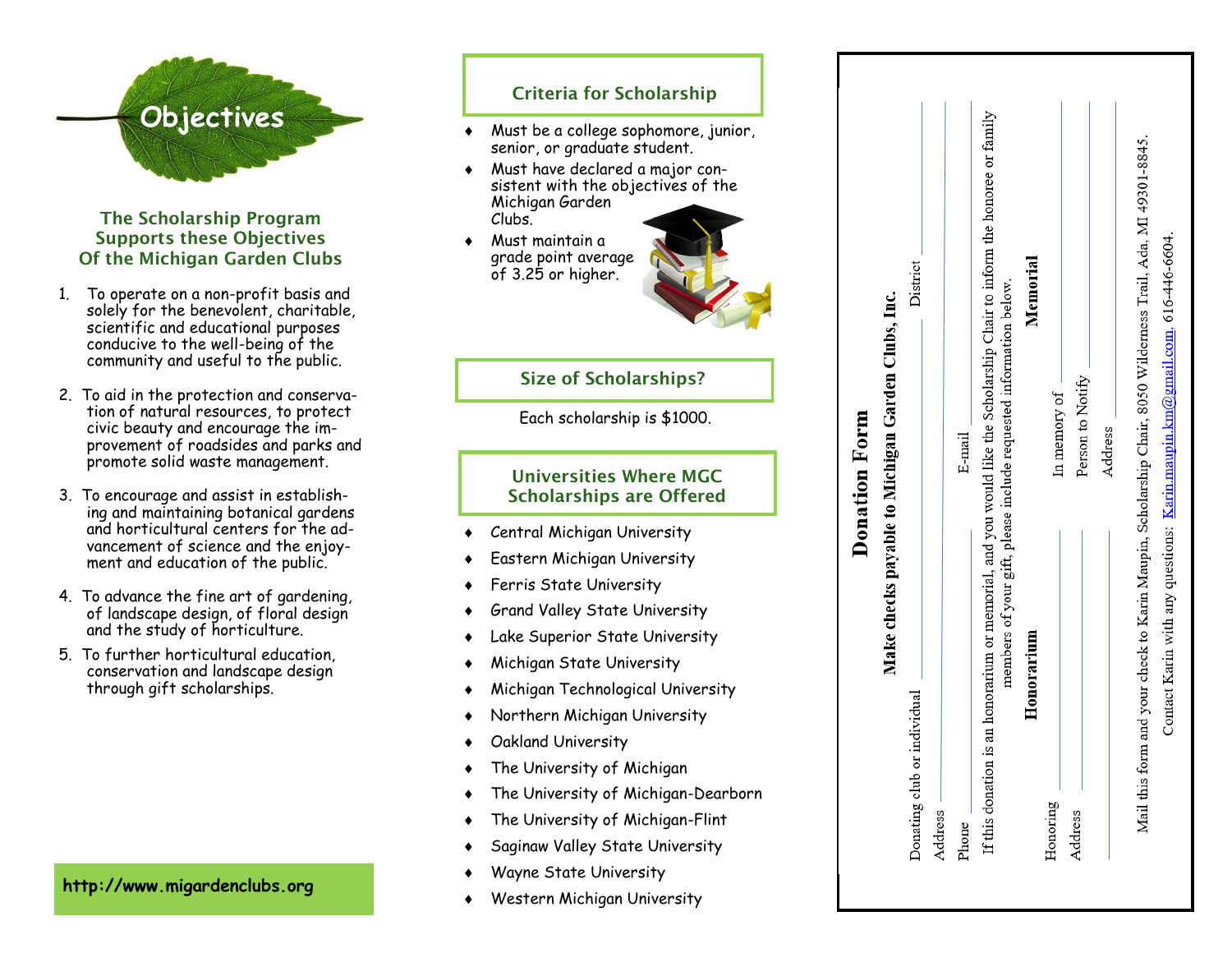# Objectives

### The Scholarship Program Supports these Objectives Of the Michigan Garden Clubs

1. To operate on a non-profit basis and solely for the benevolent, charitable, scientific and educational purposes conducive to the well-being of the community and useful to the public.
2. To aid in the protection and conservation of natural resources, to protect civic beauty and encourage the improvement of roadsides and parks and promote solid waste management.
3. To encourage and assist in establishing and maintaining botanical gardens and horticultural centers for the advancement of science and the enjoyment and education of the public.
4. To advance the fine art of gardening, of landscape design, of floral design and the study of horticulture.
5. To further horticultural education, conservation and landscape design through gift scholarships.

**http://www.migardenclubs.org**

## Criteria for Scholarship

- Must be a college sophomore, junior, senior, or graduate student.
- Must have declared a major consistent with the objectives of the Michigan Garden Clubs.
- Must maintain a grade point average of 3.25 or higher.

## Size of Scholarships?

Each scholarship is $1000.

## Universities Where MGC Scholarships are Offered

- Central Michigan University
- Eastern Michigan University
- Ferris State University
- Grand Valley State University
- Lake Superior State University
- Michigan State University
- Michigan Technological University
- Northern Michigan University
- Oakland University
- The University of Michigan
- The University of Michigan-Dearborn
- The University of Michigan-Flint
- Saginaw Valley State University
- Wayne State University
- Western Michigan University

## Donation Form

**Make checks payable to Michigan Garden Clubs, Inc.**

Donating club or individual ______________________ District ______

Address ______________________

Phone ______________________ E-mail ______________________

If this donation is an honorarium or memorial, and you would like the Scholarship Chair to inform the honoree or family members of your gift, please include requested information below.

**Honorarium**

Honoring ______________________

Address ______________________

______________________

**Memorial**

In memory of ______________________

Person to Notify ______________________

Address ______________________

Mail this form and your check to Karin Maupin, Scholarship Chair, 8050 Wilderness Trail, Ada, MI 49301-8845.

Contact Karin with any questions: Karin.maupin.km@gmail.com, 616-446-6604.